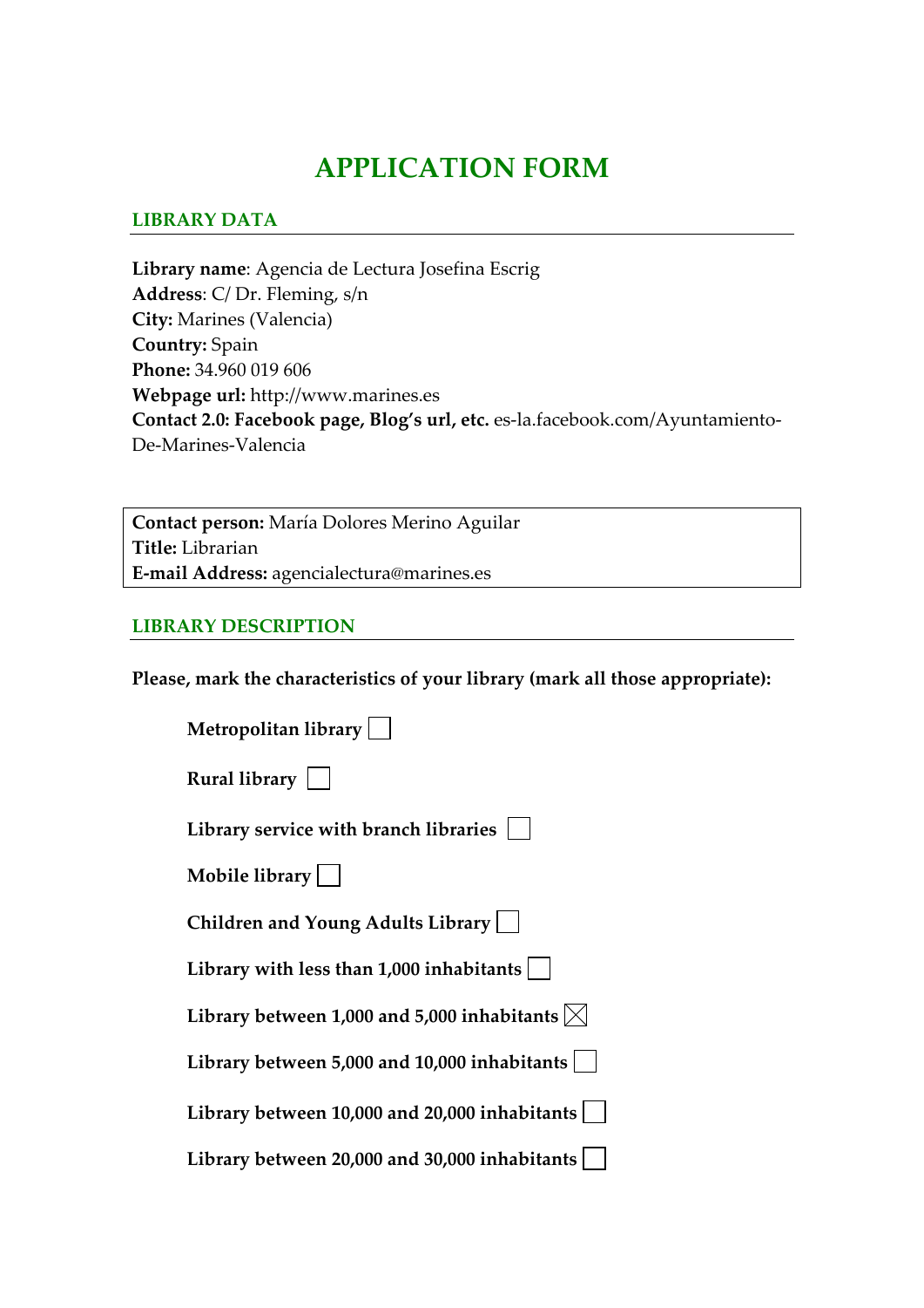# APPLICATION FORM

## LIBRARY DATA

**Library name**: Agencia de Lectura Josefina Escrig
**Address**: C/ Dr. Fleming, s/n
**City:** Marines (Valencia)
**Country:** Spain
**Phone:** 34.960 019 606
**Webpage url:** http://www.marines.es
**Contact 2.0: Facebook page, Blog's url, etc.** es-la.facebook.com/Ayuntamiento-De-Marines-Valencia

**Contact person:** María Dolores Merino Aguilar
**Title:** Librarian
**E-mail Address:** agencialectura@marines.es

## LIBRARY DESCRIPTION

**Please, mark the characteristics of your library (mark all those appropriate):**

- **Metropolitan library** ☐
- **Rural library** ☐
- **Library service with branch libraries** ☐
- **Mobile library** ☐
- **Children and Young Adults Library** ☐
- **Library with less than 1,000 inhabitants** ☐
- **Library between 1,000 and 5,000 inhabitants** ☒
- **Library between 5,000 and 10,000 inhabitants** ☐
- **Library between 10,000 and 20,000 inhabitants** ☐
- **Library between 20,000 and 30,000 inhabitants** ☐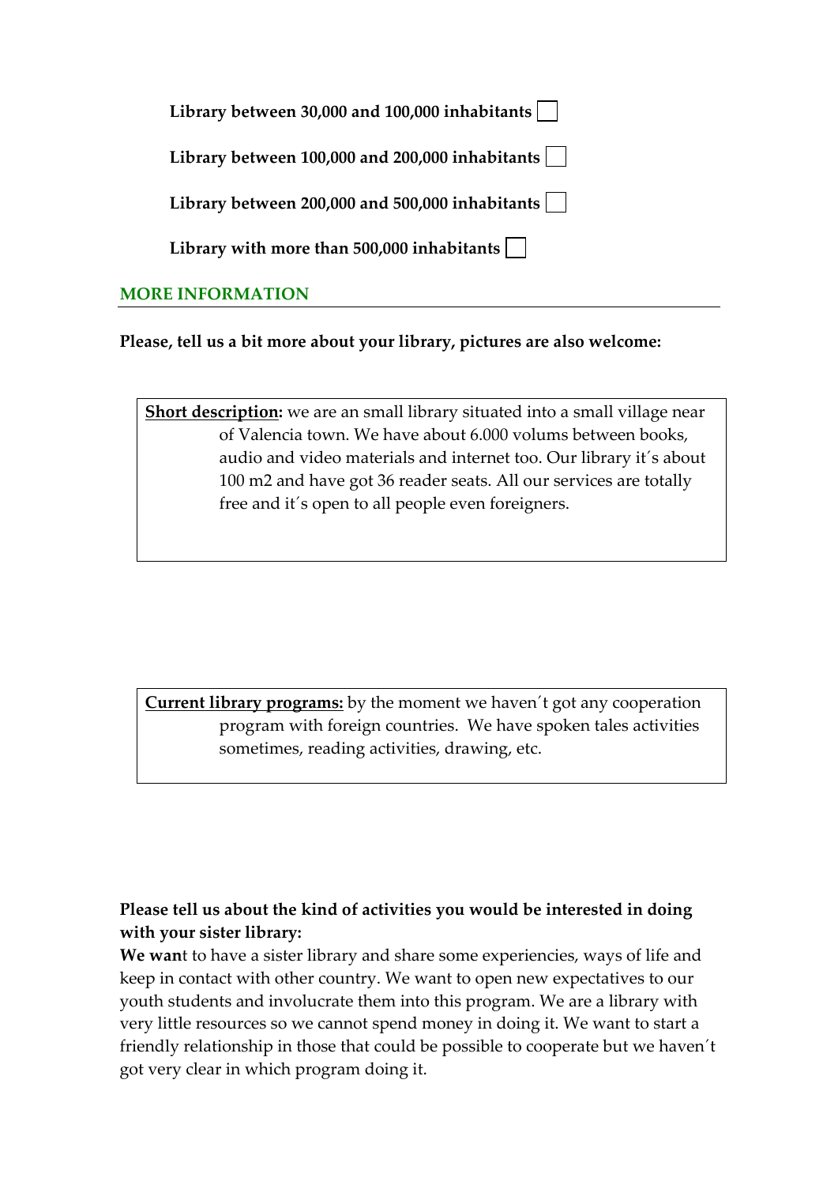**Library between 30,000 and 100,000 inhabitants** ☐

**Library between 100,000 and 200,000 inhabitants** ☐

**Library between 200,000 and 500,000 inhabitants** ☐

**Library with more than 500,000 inhabitants** ☐

## MORE INFORMATION

**Please, tell us a bit more about your library, pictures are also welcome:**

**Short description:** we are an small library situated into a small village near of Valencia town. We have about 6.000 volums between books, audio and video materials and internet too. Our library it´s about 100 m2 and have got 36 reader seats. All our services are totally free and it´s open to all people even foreigners.

**Current library programs:** by the moment we haven´t got any cooperation program with foreign countries. We have spoken tales activities sometimes, reading activities, drawing, etc.

**Please tell us about the kind of activities you would be interested in doing with your sister library:**

**We wan**t to have a sister library and share some experiencies, ways of life and keep in contact with other country. We want to open new expectatives to our youth students and involucrate them into this program. We are a library with very little resources so we cannot spend money in doing it. We want to start a friendly relationship in those that could be possible to cooperate but we haven´t got very clear in which program doing it.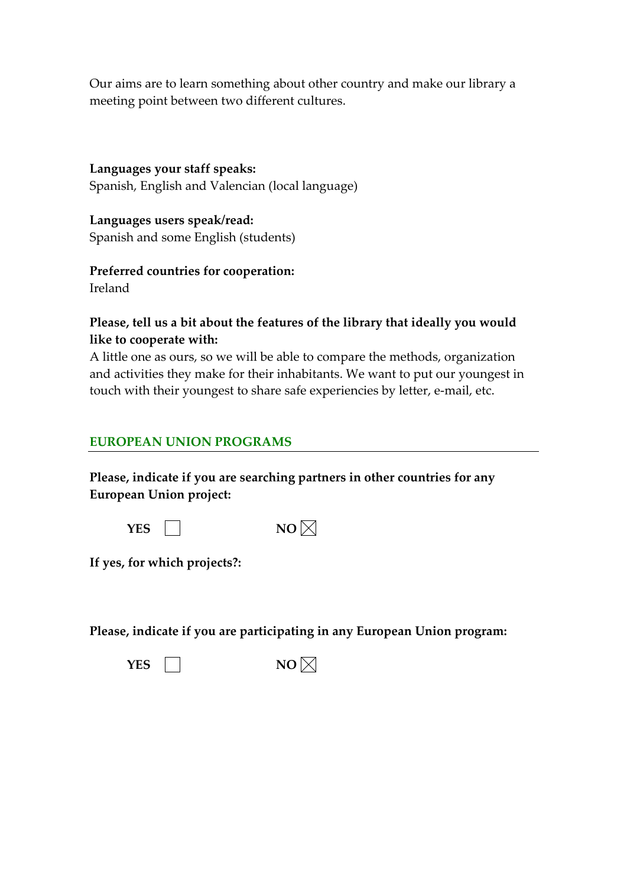Our aims are to learn something about other country and make our library a meeting point between two different cultures.

**Languages your staff speaks:**
Spanish, English and Valencian (local language)

**Languages users speak/read:**
Spanish and some English (students)

**Preferred countries for cooperation:**
Ireland

**Please, tell us a bit about the features of the library that ideally you would like to cooperate with:**
A little one as ours, so we will be able to compare the methods, organization and activities they make for their inhabitants. We want to put our youngest in touch with their youngest to share safe experiencies by letter, e-mail, etc.

## EUROPEAN UNION PROGRAMS

**Please, indicate if you are searching partners in other countries for any European Union project:**

**YES** ☐ **NO** ☒

**If yes, for which projects?:**

**Please, indicate if you are participating in any European Union program:**

**YES** ☐ **NO** ☒